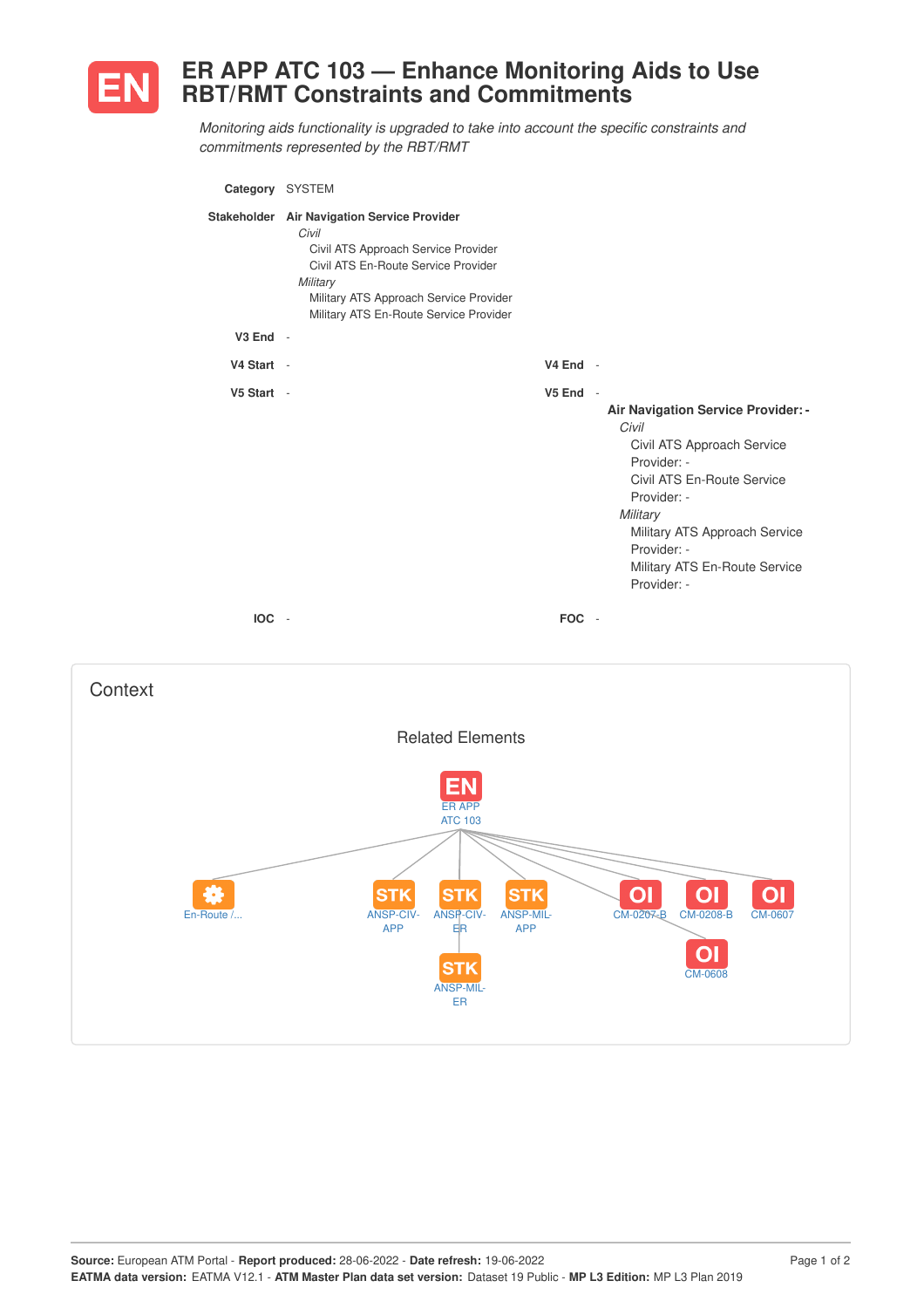# EN ER APP ATC 103 — Enhance Monitoring Aids to Use RBT/RMT Constraints and Commitments

*Monitoring aids functionality is upgraded to take into account the specific constraints and commitments represented by the RBT/RMT*

**Category** SYSTEM

**Stakeholder** **Air Navigation Service Provider**

- *Civil*
  - Civil ATS Approach Service Provider
  - Civil ATS En-Route Service Provider
- *Military*
  - Military ATS Approach Service Provider
  - Military ATS En-Route Service Provider

**V3 End** -

**V4 Start** -

**V4 End** -

**V5 Start** -

**V5 End** -

**Air Navigation Service Provider:** -

- *Civil*
  - Civil ATS Approach Service Provider: -
  - Civil ATS En-Route Service Provider: -
- *Military*
  - Military ATS Approach Service Provider: -
  - Military ATS En-Route Service Provider: -

**IOC** -

**FOC** -

## Context

### Related Elements

EN ER APP ATC 103

En-Route /...

STK ANSP-CIV-APP

STK ANSP-CIV-ER

STK ANSP-MIL-APP

STK ANSP-MIL-ER

OI CM-0207-B

OI CM-0208-B

OI CM-0607

OI CM-0608

**Source:** European ATM Portal - **Report produced:** 28-06-2022 - **Date refresh:** 19-06-2022
**EATMA data version:** EATMA V12.1 - **ATM Master Plan data set version:** Dataset 19 Public - **MP L3 Edition:** MP L3 Plan 2019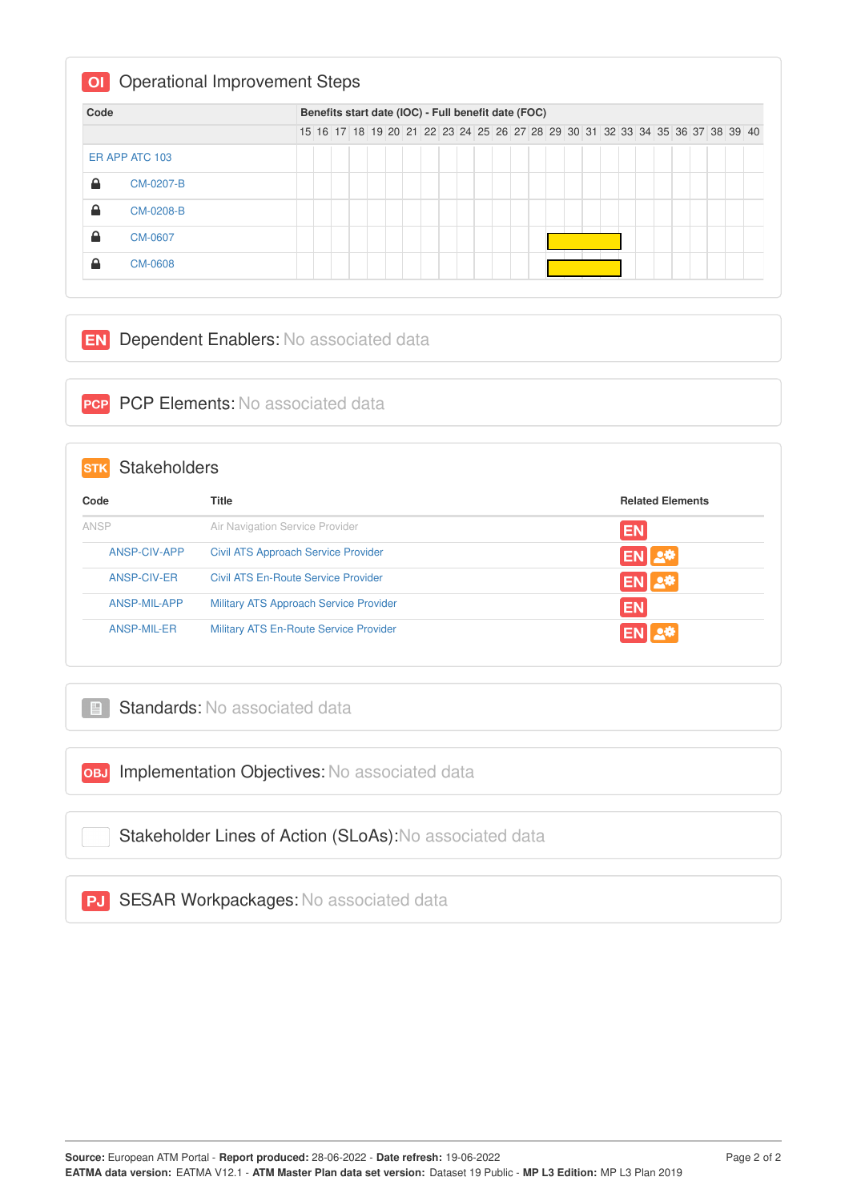## OI Operational Improvement Steps

| Code | Benefits start date (IOC) - Full benefit date (FOC) |
|---|---|
| | 15 16 17 18 19 20 21 22 23 24 25 26 27 28 29 30 31 32 33 34 35 36 37 38 39 40 |
| ER APP ATC 103 | |
| CM-0207-B | |
| CM-0208-B | |
| CM-0607 | |
| CM-0608 | |

## EN Dependent Enablers: No associated data

## PCP PCP Elements: No associated data

## STK Stakeholders

| Code | Title | Related Elements |
|---|---|---|
| ANSP | Air Navigation Service Provider | EN |
| ANSP-CIV-APP | Civil ATS Approach Service Provider | EN |
| ANSP-CIV-ER | Civil ATS En-Route Service Provider | EN |
| ANSP-MIL-APP | Military ATS Approach Service Provider | EN |
| ANSP-MIL-ER | Military ATS En-Route Service Provider | EN |

## Standards: No associated data

## OBJ Implementation Objectives: No associated data

## Stakeholder Lines of Action (SLoAs): No associated data

## PJ SESAR Workpackages: No associated data

**Source:** European ATM Portal - **Report produced:** 28-06-2022 - **Date refresh:** 19-06-2022
**EATMA data version:** EATMA V12.1 - **ATM Master Plan data set version:** Dataset 19 Public - **MP L3 Edition:** MP L3 Plan 2019